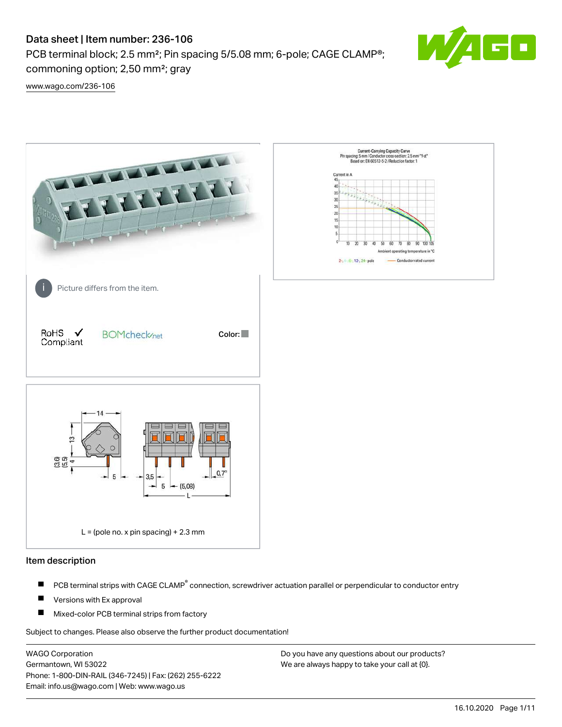# Data sheet | Item number: 236-106

PCB terminal block; 2.5 mm²; Pin spacing 5/5.08 mm; 6-pole; CAGE CLAMP®; commoning option; 2,50 mm²; gray

www.wago.com/236-106

Picture differs from the item.

RoHS ✓ Compliant

BOMcheck.net

Color:

L = (pole no. x pin spacing) + 2.3 mm

## Item description

- PCB terminal strips with CAGE CLAMP® connection, screwdriver actuation parallel or perpendicular to conductor entry
- Versions with Ex approval
- Mixed-color PCB terminal strips from factory

Subject to changes. Please also observe the further product documentation!

WAGO Corporation
Germantown, WI 53022
Phone: 1-800-DIN-RAIL (346-7245) | Fax: (262) 255-6222
Email: info.us@wago.com | Web: www.wago.us

Do you have any questions about our products?
We are always happy to take your call at {0}.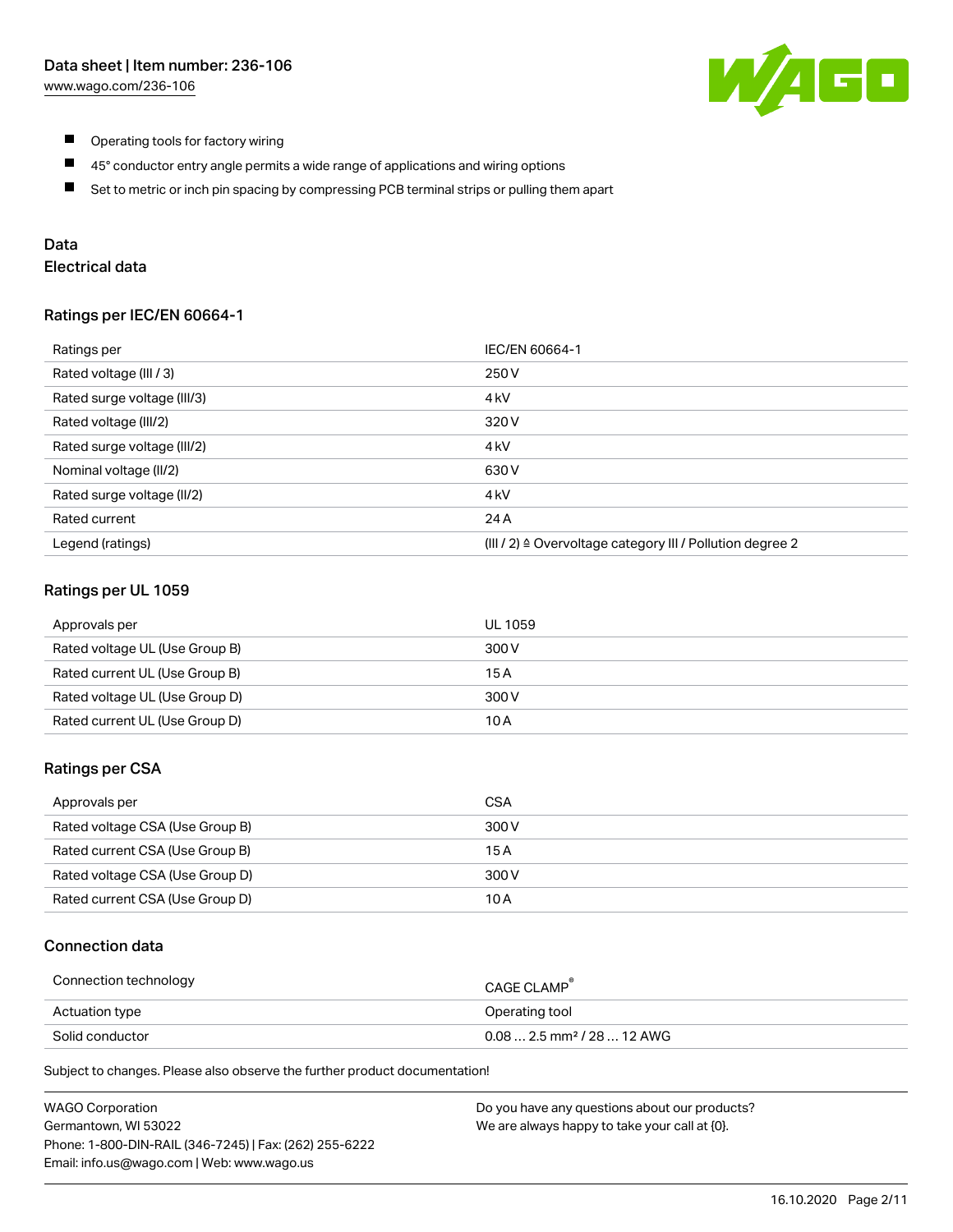- Operating tools for factory wiring
- 45° conductor entry angle permits a wide range of applications and wiring options
- Set to metric or inch pin spacing by compressing PCB terminal strips or pulling them apart

## Data

### Electrical data

#### Ratings per IEC/EN 60664-1

| Ratings per | IEC/EN 60664-1 |
|---|---|
| Rated voltage (III / 3) | 250 V |
| Rated surge voltage (III/3) | 4 kV |
| Rated voltage (III/2) | 320 V |
| Rated surge voltage (III/2) | 4 kV |
| Nominal voltage (II/2) | 630 V |
| Rated surge voltage (II/2) | 4 kV |
| Rated current | 24 A |
| Legend (ratings) | (III / 2) ≙ Overvoltage category III / Pollution degree 2 |

#### Ratings per UL 1059

| Approvals per | UL 1059 |
|---|---|
| Rated voltage UL (Use Group B) | 300 V |
| Rated current UL (Use Group B) | 15 A |
| Rated voltage UL (Use Group D) | 300 V |
| Rated current UL (Use Group D) | 10 A |

#### Ratings per CSA

| Approvals per | CSA |
|---|---|
| Rated voltage CSA (Use Group B) | 300 V |
| Rated current CSA (Use Group B) | 15 A |
| Rated voltage CSA (Use Group D) | 300 V |
| Rated current CSA (Use Group D) | 10 A |

### Connection data

| Connection technology | CAGE CLAMP® |
|---|---|
| Actuation type | Operating tool |
| Solid conductor | 0.08 … 2.5 mm² / 28 … 12 AWG |

Subject to changes. Please also observe the further product documentation!

WAGO Corporation
Germantown, WI 53022
Phone: 1-800-DIN-RAIL (346-7245) | Fax: (262) 255-6222
Email: info.us@wago.com | Web: www.wago.us

Do you have any questions about our products?
We are always happy to take your call at {0}.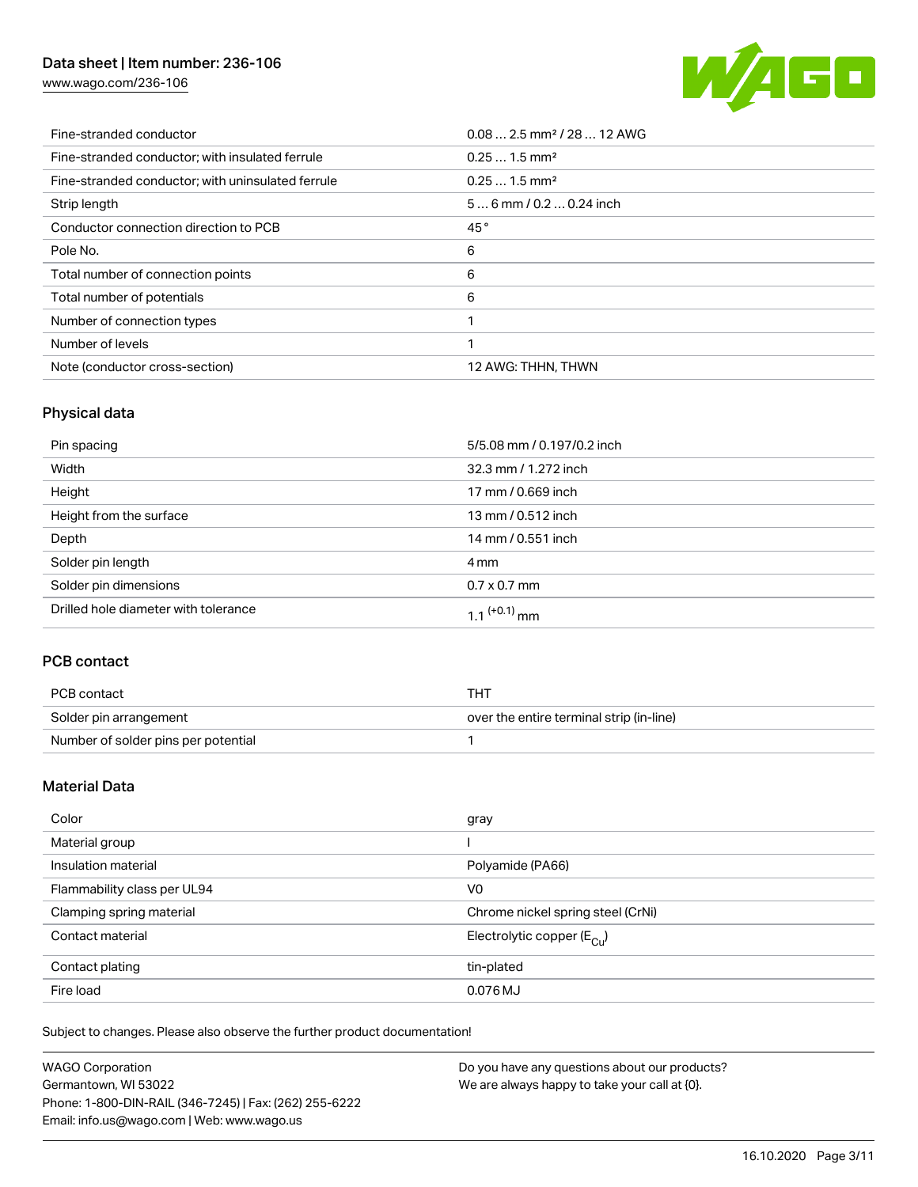| | |
|---|---|
| Fine-stranded conductor | 0.08 … 2.5 mm² / 28 … 12 AWG |
| Fine-stranded conductor; with insulated ferrule | 0.25 … 1.5 mm² |
| Fine-stranded conductor; with uninsulated ferrule | 0.25 … 1.5 mm² |
| Strip length | 5 … 6 mm / 0.2 … 0.24 inch |
| Conductor connection direction to PCB | 45 ° |
| Pole No. | 6 |
| Total number of connection points | 6 |
| Total number of potentials | 6 |
| Number of connection types | 1 |
| Number of levels | 1 |
| Note (conductor cross-section) | 12 AWG: THHN, THWN |

## Physical data

| | |
|---|---|
| Pin spacing | 5/5.08 mm / 0.197/0.2 inch |
| Width | 32.3 mm / 1.272 inch |
| Height | 17 mm / 0.669 inch |
| Height from the surface | 13 mm / 0.512 inch |
| Depth | 14 mm / 0.551 inch |
| Solder pin length | 4 mm |
| Solder pin dimensions | 0.7 x 0.7 mm |
| Drilled hole diameter with tolerance | $1.1^{(+0.1)}$ mm |

## PCB contact

| | |
|---|---|
| PCB contact | THT |
| Solder pin arrangement | over the entire terminal strip (in-line) |
| Number of solder pins per potential | 1 |

## Material Data

| | |
|---|---|
| Color | gray |
| Material group | I |
| Insulation material | Polyamide (PA66) |
| Flammability class per UL94 | V0 |
| Clamping spring material | Chrome nickel spring steel (CrNi) |
| Contact material | Electrolytic copper ($E_{Cu}$) |
| Contact plating | tin-plated |
| Fire load | 0.076 MJ |

Subject to changes. Please also observe the further product documentation!

WAGO Corporation
Germantown, WI 53022
Phone: 1-800-DIN-RAIL (346-7245) | Fax: (262) 255-6222
Email: info.us@wago.com | Web: www.wago.us

Do you have any questions about our products?
We are always happy to take your call at {0}.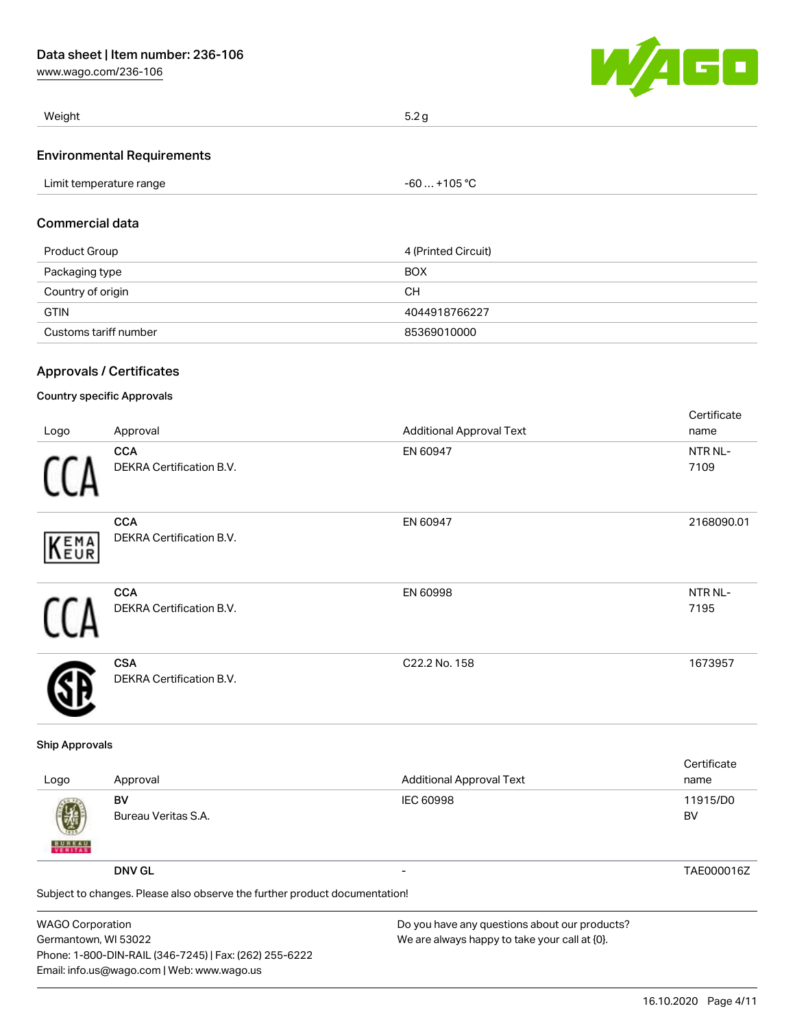| Weight | 5.2 g |
| --- | --- |

## Environmental Requirements

| Limit temperature range | -60 … +105 °C |
| --- | --- |

## Commercial data

| Product Group | 4 (Printed Circuit) |
| --- | --- |
| Packaging type | BOX |
| Country of origin | CH |
| GTIN | 4044918766227 |
| Customs tariff number | 85369010000 |

## Approvals / Certificates

### Country specific Approvals

| Logo | Approval | Additional Approval Text | Certificate name |
| --- | --- | --- | --- |
| | **CCA** DEKRA Certification B.V. | EN 60947 | NTR NL-7109 |
| | **CCA** DEKRA Certification B.V. | EN 60947 | 2168090.01 |
| | **CCA** DEKRA Certification B.V. | EN 60998 | NTR NL-7195 |
| | **CSA** DEKRA Certification B.V. | C22.2 No. 158 | 1673957 |

### Ship Approvals

| Logo | Approval | Additional Approval Text | Certificate name |
| --- | --- | --- | --- |
| | **BV** Bureau Veritas S.A. | IEC 60998 | 11915/D0 BV |
| | **DNV GL** | - | TAE000016Z |

Subject to changes. Please also observe the further product documentation!

WAGO Corporation
Germantown, WI 53022
Phone: 1-800-DIN-RAIL (346-7245) | Fax: (262) 255-6222
Email: info.us@wago.com | Web: www.wago.us

Do you have any questions about our products?
We are always happy to take your call at {0}.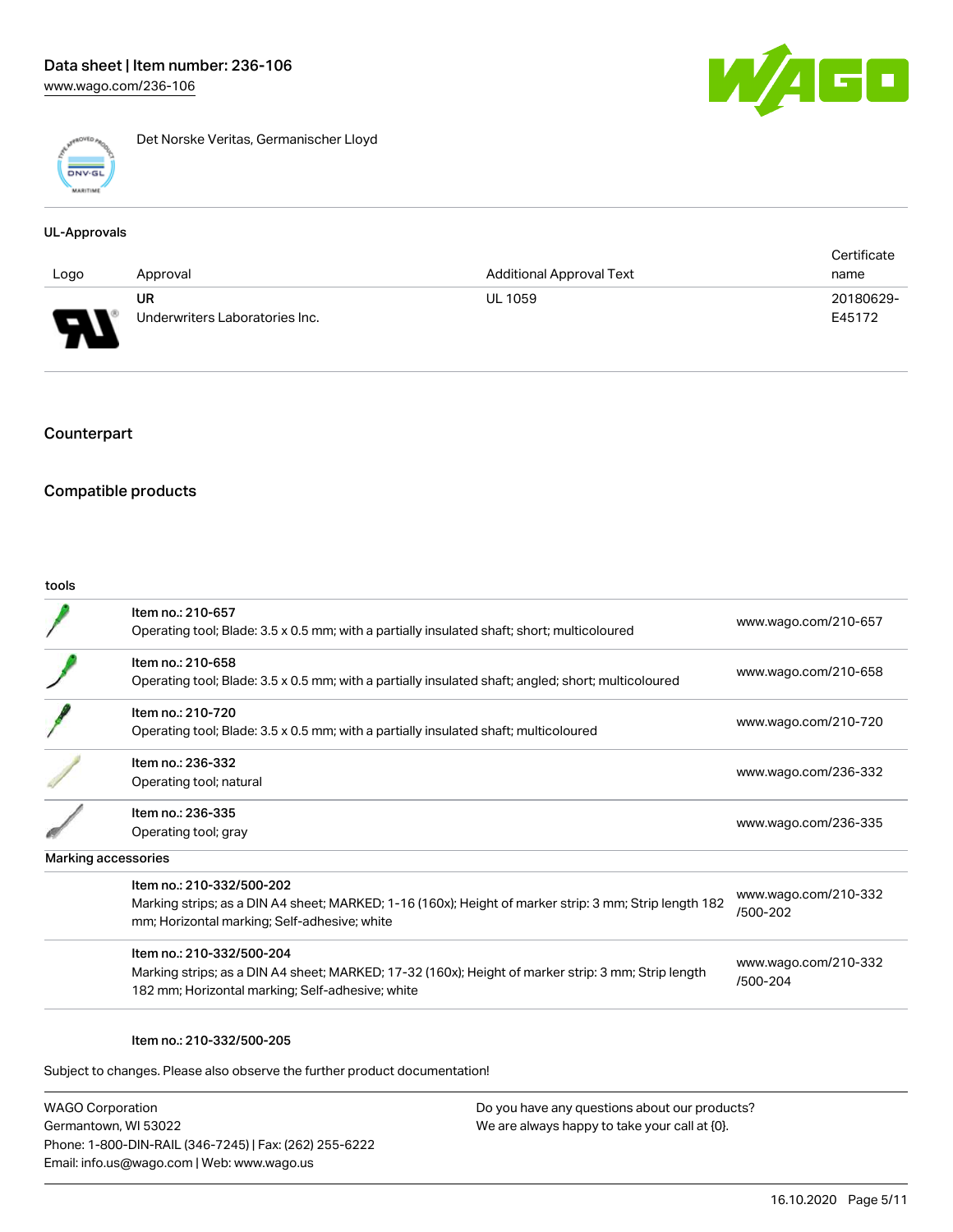Det Norske Veritas, Germanischer Lloyd

### UL-Approvals

| Logo | Approval | Additional Approval Text | Certificate name |
|---|---|---|---|
| | UR<br>Underwriters Laboratories Inc. | UL 1059 | 20180629-E45172 |

## Counterpart

## Compatible products

### tools

| | | |
|---|---|---|
| | Item no.: 210-657<br>Operating tool; Blade: 3.5 x 0.5 mm; with a partially insulated shaft; short; multicoloured | www.wago.com/210-657 |
| | Item no.: 210-658<br>Operating tool; Blade: 3.5 x 0.5 mm; with a partially insulated shaft; angled; short; multicoloured | www.wago.com/210-658 |
| | Item no.: 210-720<br>Operating tool; Blade: 3.5 x 0.5 mm; with a partially insulated shaft; multicoloured | www.wago.com/210-720 |
| | Item no.: 236-332<br>Operating tool; natural | www.wago.com/236-332 |
| | Item no.: 236-335<br>Operating tool; gray | www.wago.com/236-335 |

### Marking accessories

| | | |
|---|---|---|
| | Item no.: 210-332/500-202<br>Marking strips; as a DIN A4 sheet; MARKED; 1-16 (160x); Height of marker strip: 3 mm; Strip length 182 mm; Horizontal marking; Self-adhesive; white | www.wago.com/210-332/500-202 |
| | Item no.: 210-332/500-204<br>Marking strips; as a DIN A4 sheet; MARKED; 17-32 (160x); Height of marker strip: 3 mm; Strip length 182 mm; Horizontal marking; Self-adhesive; white | www.wago.com/210-332/500-204 |

Item no.: 210-332/500-205

Subject to changes. Please also observe the further product documentation!

WAGO Corporation
Germantown, WI 53022
Phone: 1-800-DIN-RAIL (346-7245) | Fax: (262) 255-6222
Email: info.us@wago.com | Web: www.wago.us

Do you have any questions about our products?
We are always happy to take your call at {0}.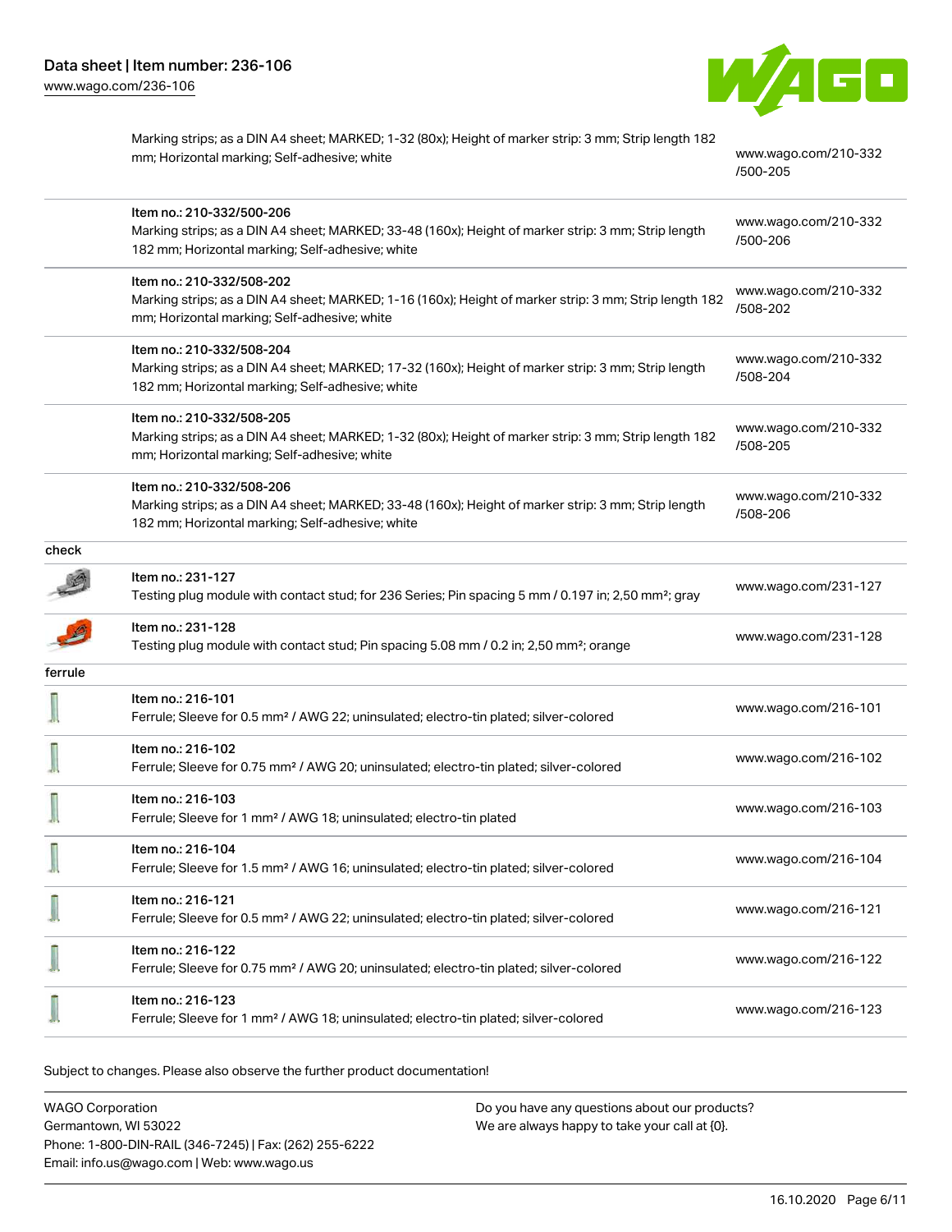| | | |
|---|---|---|
| | Marking strips; as a DIN A4 sheet; MARKED; 1-32 (80x); Height of marker strip: 3 mm; Strip length 182 mm; Horizontal marking; Self-adhesive; white | www.wago.com/210-332/500-205 |
| | Item no.: 210-332/500-206<br>Marking strips; as a DIN A4 sheet; MARKED; 33-48 (160x); Height of marker strip: 3 mm; Strip length 182 mm; Horizontal marking; Self-adhesive; white | www.wago.com/210-332/500-206 |
| | Item no.: 210-332/508-202<br>Marking strips; as a DIN A4 sheet; MARKED; 1-16 (160x); Height of marker strip: 3 mm; Strip length 182 mm; Horizontal marking; Self-adhesive; white | www.wago.com/210-332/508-202 |
| | Item no.: 210-332/508-204<br>Marking strips; as a DIN A4 sheet; MARKED; 17-32 (160x); Height of marker strip: 3 mm; Strip length 182 mm; Horizontal marking; Self-adhesive; white | www.wago.com/210-332/508-204 |
| | Item no.: 210-332/508-205<br>Marking strips; as a DIN A4 sheet; MARKED; 1-32 (80x); Height of marker strip: 3 mm; Strip length 182 mm; Horizontal marking; Self-adhesive; white | www.wago.com/210-332/508-205 |
| | Item no.: 210-332/508-206<br>Marking strips; as a DIN A4 sheet; MARKED; 33-48 (160x); Height of marker strip: 3 mm; Strip length 182 mm; Horizontal marking; Self-adhesive; white | www.wago.com/210-332/508-206 |
| check | | |
| | Item no.: 231-127<br>Testing plug module with contact stud; for 236 Series; Pin spacing 5 mm / 0.197 in; 2,50 mm²; gray | www.wago.com/231-127 |
| | Item no.: 231-128<br>Testing plug module with contact stud; Pin spacing 5.08 mm / 0.2 in; 2,50 mm²; orange | www.wago.com/231-128 |
| ferrule | | |
| | Item no.: 216-101<br>Ferrule; Sleeve for 0.5 mm² / AWG 22; uninsulated; electro-tin plated; silver-colored | www.wago.com/216-101 |
| | Item no.: 216-102<br>Ferrule; Sleeve for 0.75 mm² / AWG 20; uninsulated; electro-tin plated; silver-colored | www.wago.com/216-102 |
| | Item no.: 216-103<br>Ferrule; Sleeve for 1 mm² / AWG 18; uninsulated; electro-tin plated | www.wago.com/216-103 |
| | Item no.: 216-104<br>Ferrule; Sleeve for 1.5 mm² / AWG 16; uninsulated; electro-tin plated; silver-colored | www.wago.com/216-104 |
| | Item no.: 216-121<br>Ferrule; Sleeve for 0.5 mm² / AWG 22; uninsulated; electro-tin plated; silver-colored | www.wago.com/216-121 |
| | Item no.: 216-122<br>Ferrule; Sleeve for 0.75 mm² / AWG 20; uninsulated; electro-tin plated; silver-colored | www.wago.com/216-122 |
| | Item no.: 216-123<br>Ferrule; Sleeve for 1 mm² / AWG 18; uninsulated; electro-tin plated; silver-colored | www.wago.com/216-123 |

Subject to changes. Please also observe the further product documentation!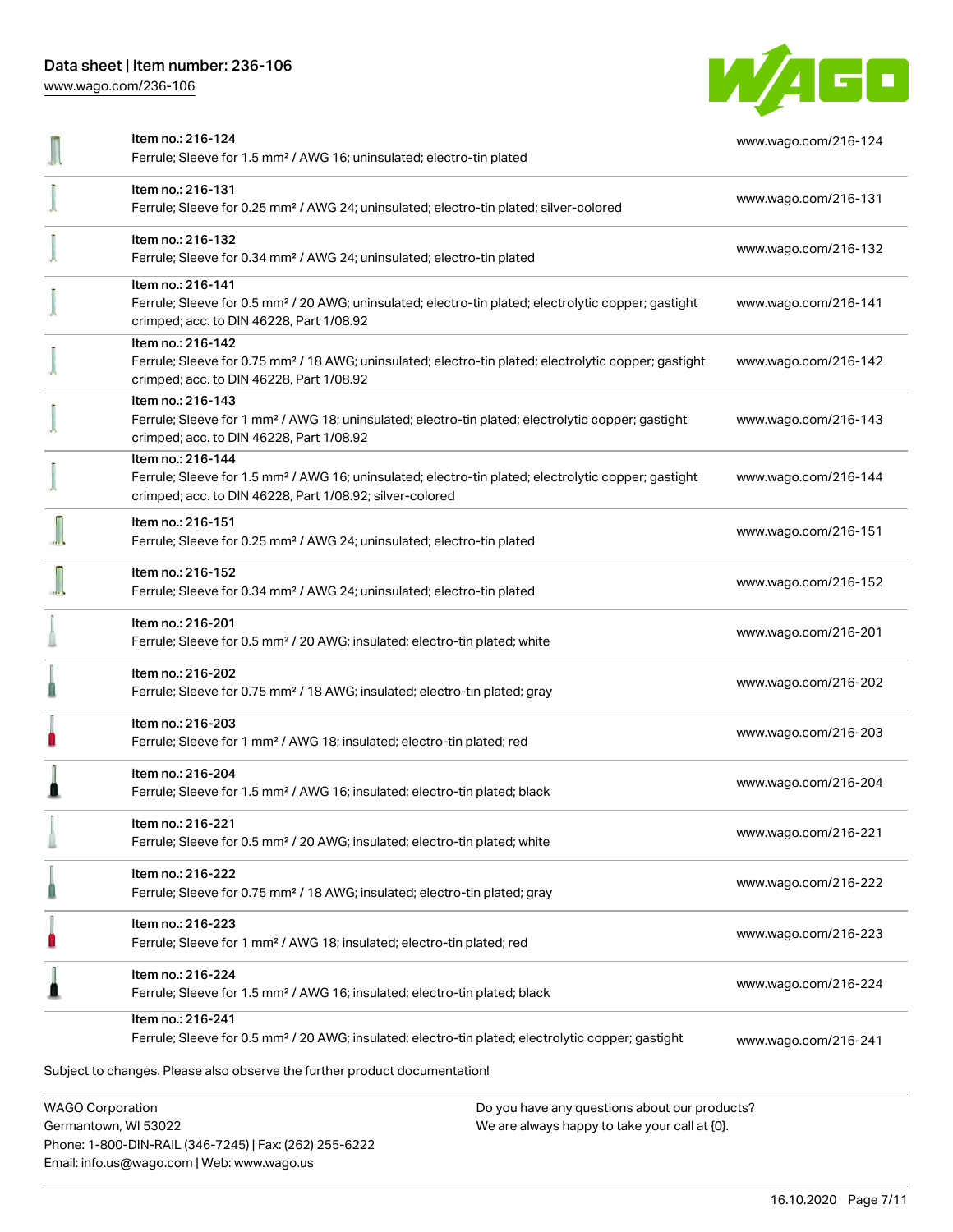| Item | Link |
| --- | --- |
| Item no.: 216-124<br>Ferrule; Sleeve for 1.5 mm² / AWG 16; uninsulated; electro-tin plated | www.wago.com/216-124 |
| Item no.: 216-131<br>Ferrule; Sleeve for 0.25 mm² / AWG 24; uninsulated; electro-tin plated; silver-colored | www.wago.com/216-131 |
| Item no.: 216-132<br>Ferrule; Sleeve for 0.34 mm² / AWG 24; uninsulated; electro-tin plated | www.wago.com/216-132 |
| Item no.: 216-141<br>Ferrule; Sleeve for 0.5 mm² / 20 AWG; uninsulated; electro-tin plated; electrolytic copper; gastight crimped; acc. to DIN 46228, Part 1/08.92 | www.wago.com/216-141 |
| Item no.: 216-142<br>Ferrule; Sleeve for 0.75 mm² / 18 AWG; uninsulated; electro-tin plated; electrolytic copper; gastight crimped; acc. to DIN 46228, Part 1/08.92 | www.wago.com/216-142 |
| Item no.: 216-143<br>Ferrule; Sleeve for 1 mm² / AWG 18; uninsulated; electro-tin plated; electrolytic copper; gastight crimped; acc. to DIN 46228, Part 1/08.92 | www.wago.com/216-143 |
| Item no.: 216-144<br>Ferrule; Sleeve for 1.5 mm² / AWG 16; uninsulated; electro-tin plated; electrolytic copper; gastight crimped; acc. to DIN 46228, Part 1/08.92; silver-colored | www.wago.com/216-144 |
| Item no.: 216-151<br>Ferrule; Sleeve for 0.25 mm² / AWG 24; uninsulated; electro-tin plated | www.wago.com/216-151 |
| Item no.: 216-152<br>Ferrule; Sleeve for 0.34 mm² / AWG 24; uninsulated; electro-tin plated | www.wago.com/216-152 |
| Item no.: 216-201<br>Ferrule; Sleeve for 0.5 mm² / 20 AWG; insulated; electro-tin plated; white | www.wago.com/216-201 |
| Item no.: 216-202<br>Ferrule; Sleeve for 0.75 mm² / 18 AWG; insulated; electro-tin plated; gray | www.wago.com/216-202 |
| Item no.: 216-203<br>Ferrule; Sleeve for 1 mm² / AWG 18; insulated; electro-tin plated; red | www.wago.com/216-203 |
| Item no.: 216-204<br>Ferrule; Sleeve for 1.5 mm² / AWG 16; insulated; electro-tin plated; black | www.wago.com/216-204 |
| Item no.: 216-221<br>Ferrule; Sleeve for 0.5 mm² / 20 AWG; insulated; electro-tin plated; white | www.wago.com/216-221 |
| Item no.: 216-222<br>Ferrule; Sleeve for 0.75 mm² / 18 AWG; insulated; electro-tin plated; gray | www.wago.com/216-222 |
| Item no.: 216-223<br>Ferrule; Sleeve for 1 mm² / AWG 18; insulated; electro-tin plated; red | www.wago.com/216-223 |
| Item no.: 216-224<br>Ferrule; Sleeve for 1.5 mm² / AWG 16; insulated; electro-tin plated; black | www.wago.com/216-224 |
| Item no.: 216-241<br>Ferrule; Sleeve for 0.5 mm² / 20 AWG; insulated; electro-tin plated; electrolytic copper; gastight | www.wago.com/216-241 |

Subject to changes. Please also observe the further product documentation!

WAGO Corporation
Germantown, WI 53022
Phone: 1-800-DIN-RAIL (346-7245) | Fax: (262) 255-6222
Email: info.us@wago.com | Web: www.wago.us

Do you have any questions about our products?
We are always happy to take your call at {0}.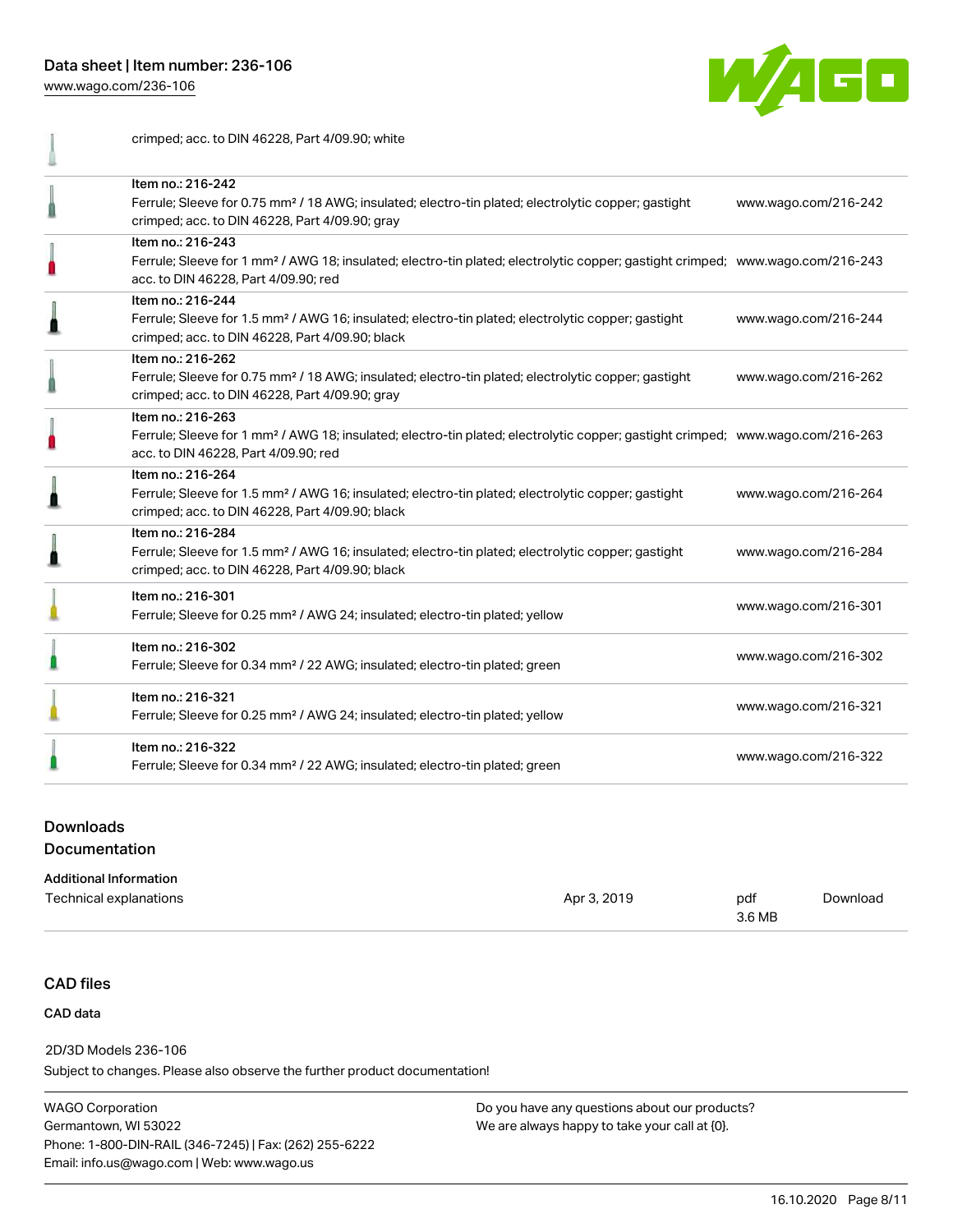| | | |
|---|---|---|
| | crimped; acc. to DIN 46228, Part 4/09.90; white | |
| | Item no.: 216-242<br>Ferrule; Sleeve for 0.75 mm² / 18 AWG; insulated; electro-tin plated; electrolytic copper; gastight crimped; acc. to DIN 46228, Part 4/09.90; gray | www.wago.com/216-242 |
| | Item no.: 216-243<br>Ferrule; Sleeve for 1 mm² / AWG 18; insulated; electro-tin plated; electrolytic copper; gastight crimped; acc. to DIN 46228, Part 4/09.90; red | www.wago.com/216-243 |
| | Item no.: 216-244<br>Ferrule; Sleeve for 1.5 mm² / AWG 16; insulated; electro-tin plated; electrolytic copper; gastight crimped; acc. to DIN 46228, Part 4/09.90; black | www.wago.com/216-244 |
| | Item no.: 216-262<br>Ferrule; Sleeve for 0.75 mm² / 18 AWG; insulated; electro-tin plated; electrolytic copper; gastight crimped; acc. to DIN 46228, Part 4/09.90; gray | www.wago.com/216-262 |
| | Item no.: 216-263<br>Ferrule; Sleeve for 1 mm² / AWG 18; insulated; electro-tin plated; electrolytic copper; gastight crimped; acc. to DIN 46228, Part 4/09.90; red | www.wago.com/216-263 |
| | Item no.: 216-264<br>Ferrule; Sleeve for 1.5 mm² / AWG 16; insulated; electro-tin plated; electrolytic copper; gastight crimped; acc. to DIN 46228, Part 4/09.90; black | www.wago.com/216-264 |
| | Item no.: 216-284<br>Ferrule; Sleeve for 1.5 mm² / AWG 16; insulated; electro-tin plated; electrolytic copper; gastight crimped; acc. to DIN 46228, Part 4/09.90; black | www.wago.com/216-284 |
| | Item no.: 216-301<br>Ferrule; Sleeve for 0.25 mm² / AWG 24; insulated; electro-tin plated; yellow | www.wago.com/216-301 |
| | Item no.: 216-302<br>Ferrule; Sleeve for 0.34 mm² / 22 AWG; insulated; electro-tin plated; green | www.wago.com/216-302 |
| | Item no.: 216-321<br>Ferrule; Sleeve for 0.25 mm² / AWG 24; insulated; electro-tin plated; yellow | www.wago.com/216-321 |
| | Item no.: 216-322<br>Ferrule; Sleeve for 0.34 mm² / 22 AWG; insulated; electro-tin plated; green | www.wago.com/216-322 |

## Downloads

### Documentation

**Additional Information**

| | | | |
|---|---|---|---|
| Technical explanations | Apr 3, 2019 | pdf<br>3.6 MB | Download |

## CAD files

**CAD data**

2D/3D Models 236-106

Subject to changes. Please also observe the further product documentation!

WAGO Corporation
Germantown, WI 53022
Phone: 1-800-DIN-RAIL (346-7245) | Fax: (262) 255-6222
Email: info.us@wago.com | Web: www.wago.us

Do you have any questions about our products?
We are always happy to take your call at {0}.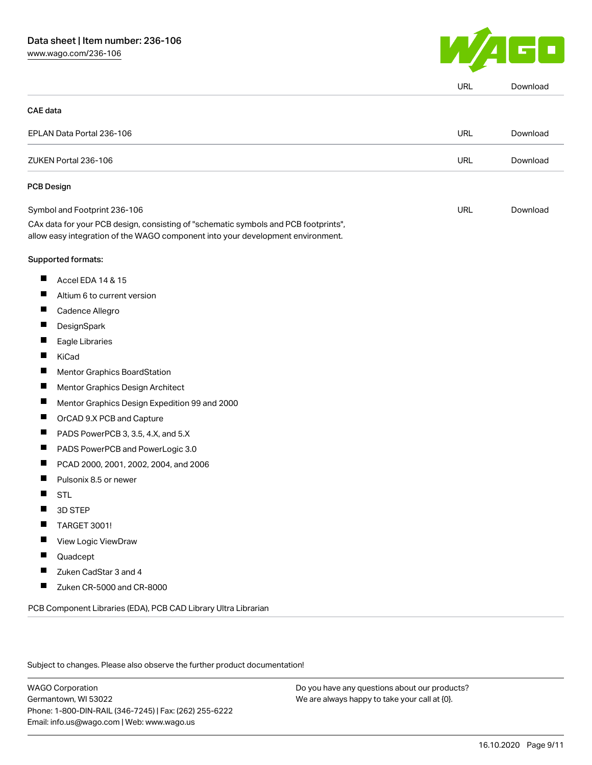| | URL | Download |
|---|---|---|

**CAE data**

| | | |
|---|---|---|
| EPLAN Data Portal 236-106 | URL | Download |
| ZUKEN Portal 236-106 | URL | Download |

**PCB Design**

| | | |
|---|---|---|
| Symbol and Footprint 236-106 | URL | Download |

CAx data for your PCB design, consisting of "schematic symbols and PCB footprints", allow easy integration of the WAGO component into your development environment.

Supported formats:

- Accel EDA 14 & 15
- Altium 6 to current version
- Cadence Allegro
- DesignSpark
- Eagle Libraries
- KiCad
- Mentor Graphics BoardStation
- Mentor Graphics Design Architect
- Mentor Graphics Design Expedition 99 and 2000
- OrCAD 9.X PCB and Capture
- PADS PowerPCB 3, 3.5, 4.X, and 5.X
- PADS PowerPCB and PowerLogic 3.0
- PCAD 2000, 2001, 2002, 2004, and 2006
- Pulsonix 8.5 or newer
- STL
- 3D STEP
- TARGET 3001!
- View Logic ViewDraw
- Quadcept
- Zuken CadStar 3 and 4
- Zuken CR-5000 and CR-8000

PCB Component Libraries (EDA), PCB CAD Library Ultra Librarian

Subject to changes. Please also observe the further product documentation!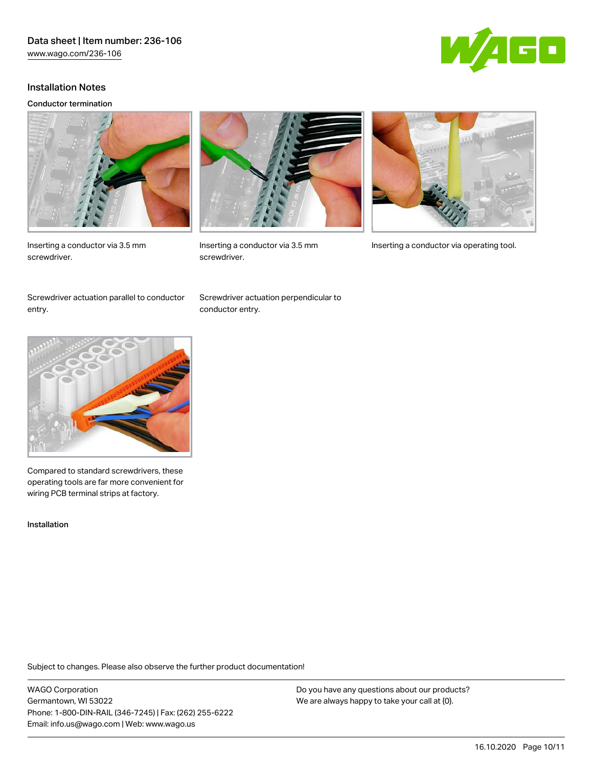## Installation Notes

### Conductor termination

Inserting a conductor via 3.5 mm screwdriver.

Inserting a conductor via 3.5 mm screwdriver.

Inserting a conductor via operating tool.

Screwdriver actuation parallel to conductor entry.

Screwdriver actuation perpendicular to conductor entry.

Compared to standard screwdrivers, these operating tools are far more convenient for wiring PCB terminal strips at factory.

### Installation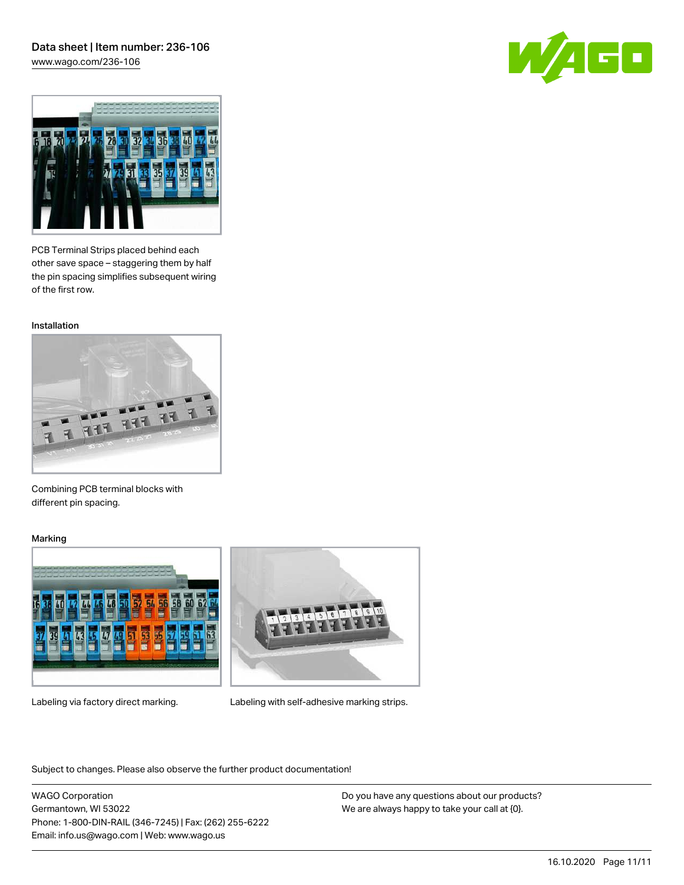PCB Terminal Strips placed behind each other save space – staggering them by half the pin spacing simplifies subsequent wiring of the first row.

## Installation

Combining PCB terminal blocks with different pin spacing.

## Marking

Labeling via factory direct marking.

Labeling with self-adhesive marking strips.

Subject to changes. Please also observe the further product documentation!

WAGO Corporation
Germantown, WI 53022
Phone: 1-800-DIN-RAIL (346-7245) | Fax: (262) 255-6222
Email: info.us@wago.com | Web: www.wago.us

Do you have any questions about our products?
We are always happy to take your call at {0}.